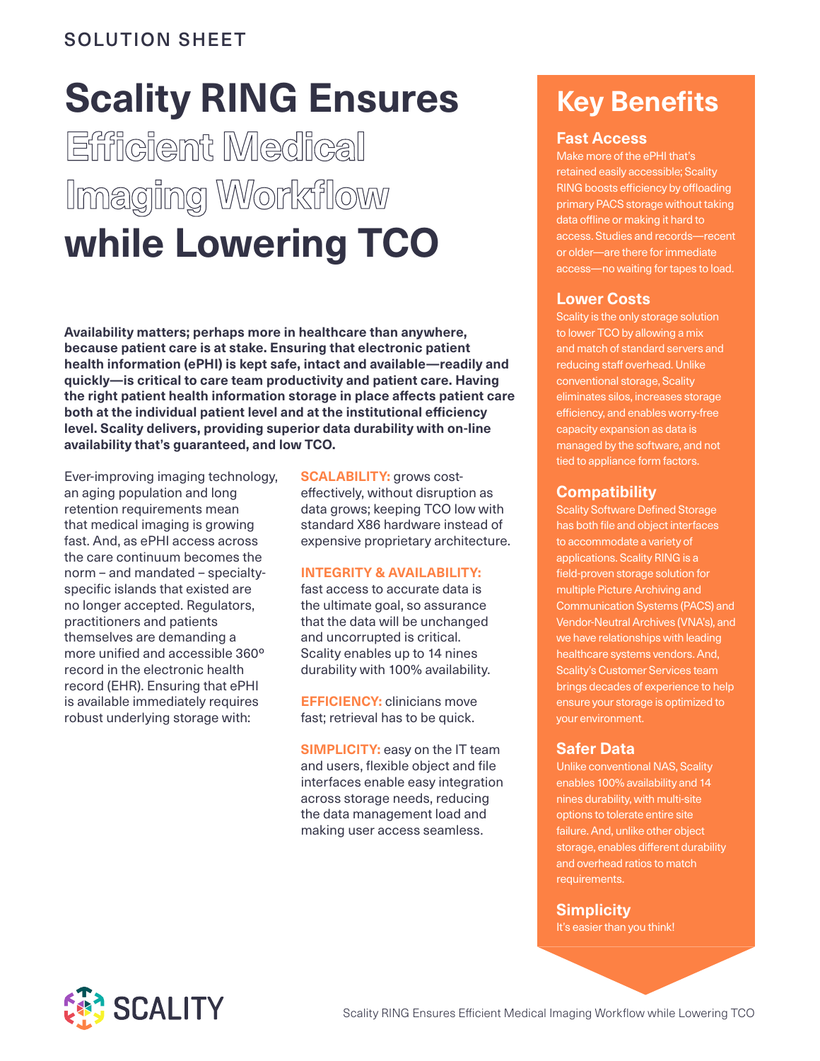SOLUTION SHEET

# Scality RING Ensures Efficient Medical Imaging Workflow while Lowering TCO

**Availability matters; perhaps more in healthcare than anywhere, because patient care is at stake. Ensuring that electronic patient health information (ePHI) is kept safe, intact and available—readily and quickly—is critical to care team productivity and patient care. Having the right patient health information storage in place affects patient care both at the individual patient level and at the institutional efficiency level. Scality delivers, providing superior data durability with on-line availability that's guaranteed, and low TCO.**

Ever-improving imaging technology, an aging population and long retention requirements mean that medical imaging is growing fast. And, as ePHI access across the care continuum becomes the norm – and mandated – specialty-specific islands that existed are no longer accepted. Regulators, practitioners and patients themselves are demanding a more unified and accessible 360º record in the electronic health record (EHR). Ensuring that ePHI is available immediately requires robust underlying storage with:

**SCALABILITY:** grows cost-effectively, without disruption as data grows; keeping TCO low with standard X86 hardware instead of expensive proprietary architecture.

**INTEGRITY & AVAILABILITY:** fast access to accurate data is the ultimate goal, so assurance that the data will be unchanged and uncorrupted is critical. Scality enables up to 14 nines durability with 100% availability.

**EFFICIENCY:** clinicians move fast; retrieval has to be quick.

**SIMPLICITY:** easy on the IT team and users, flexible object and file interfaces enable easy integration across storage needs, reducing the data management load and making user access seamless.

## Key Benefits

### Fast Access

Make more of the ePHI that's retained easily accessible; Scality RING boosts efficiency by offloading primary PACS storage without taking data offline or making it hard to access. Studies and records—recent or older—are there for immediate access—no waiting for tapes to load.

### Lower Costs

Scality is the only storage solution to lower TCO by allowing a mix and match of standard servers and reducing staff overhead. Unlike conventional storage, Scality eliminates silos, increases storage efficiency, and enables worry-free capacity expansion as data is managed by the software, and not tied to appliance form factors.

### Compatibility

Scality Software Defined Storage has both file and object interfaces to accommodate a variety of applications. Scality RING is a field-proven storage solution for multiple Picture Archiving and Communication Systems (PACS) and Vendor-Neutral Archives (VNA's), and we have relationships with leading healthcare systems vendors. And, Scality's Customer Services team brings decades of experience to help ensure your storage is optimized to your environment.

### Safer Data

Unlike conventional NAS, Scality enables 100% availability and 14 nines durability, with multi-site options to tolerate entire site failure. And, unlike other object storage, enables different durability and overhead ratios to match requirements.

### Simplicity

It's easier than you think!

SCALITY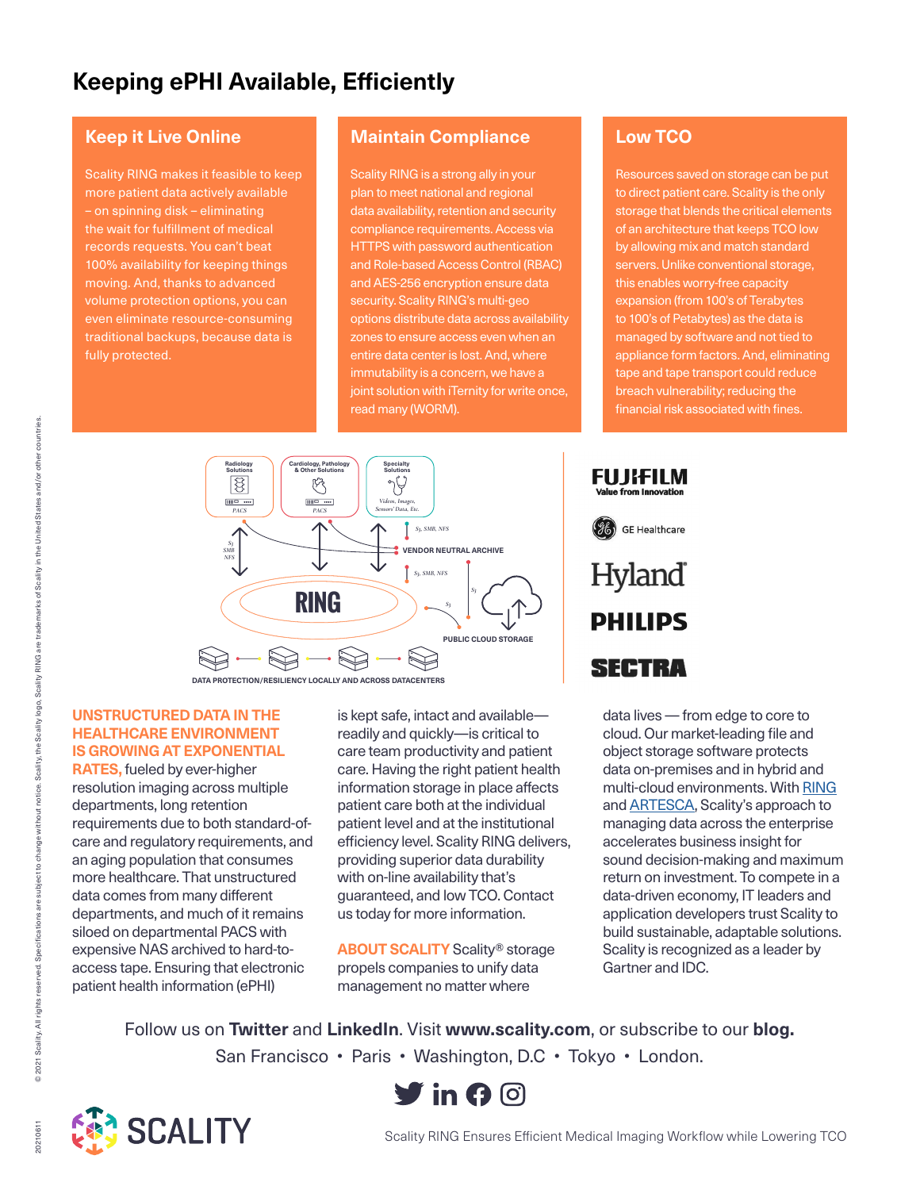# Keeping ePHI Available, Efficiently

## Keep it Live Online

Scality RING makes it feasible to keep more patient data actively available – on spinning disk – eliminating the wait for fulfillment of medical records requests. You can't beat 100% availability for keeping things moving. And, thanks to advanced volume protection options, you can even eliminate resource-consuming traditional backups, because data is fully protected.

## Maintain Compliance

Scality RING is a strong ally in your plan to meet national and regional data availability, retention and security compliance requirements. Access via HTTPS with password authentication and Role-based Access Control (RBAC) and AES-256 encryption ensure data security. Scality RING's multi-geo options distribute data across availability zones to ensure access even when an entire data center is lost. And, where immutability is a concern, we have a joint solution with iTernity for write once, read many (WORM).

## Low TCO

Resources saved on storage can be put to direct patient care. Scality is the only storage that blends the critical elements of an architecture that keeps TCO low by allowing mix and match standard servers. Unlike conventional storage, this enables worry-free capacity expansion (from 100's of Terabytes to 100's of Petabytes) as the data is managed by software and not tied to appliance form factors. And, eliminating tape and tape transport could reduce breach vulnerability; reducing the financial risk associated with fines.

Radiology Solutions
PACS
Cardiology, Pathology & Other Solutions
PACS
Specialty Solutions
Videos, Images, Sensors' Data, Etc.
S3 SMB NFS
S3, SMB, NFS
VENDOR NEUTRAL ARCHIVE
S3, SMB, NFS
S3
S3
RING
PUBLIC CLOUD STORAGE
DATA PROTECTION/RESILIENCY LOCALLY AND ACROSS DATACENTERS

FUJIFILM Value from Innovation
GE Healthcare
Hyland
PHILIPS
SECTRA

**UNSTRUCTURED DATA IN THE HEALTHCARE ENVIRONMENT IS GROWING AT EXPONENTIAL RATES,** fueled by ever-higher resolution imaging across multiple departments, long retention requirements due to both standard-of-care and regulatory requirements, and an aging population that consumes more healthcare. That unstructured data comes from many different departments, and much of it remains siloed on departmental PACS with expensive NAS archived to hard-to-access tape. Ensuring that electronic patient health information (ePHI) is kept safe, intact and available—readily and quickly—is critical to care team productivity and patient care. Having the right patient health information storage in place affects patient care both at the individual patient level and at the institutional efficiency level. Scality RING delivers, providing superior data durability with on-line availability that's guaranteed, and low TCO. Contact us today for more information.

**ABOUT SCALITY** Scality® storage propels companies to unify data management no matter where data lives — from edge to core to cloud. Our market-leading file and object storage software protects data on-premises and in hybrid and multi-cloud environments. With RING and ARTESCA, Scality's approach to managing data across the enterprise accelerates business insight for sound decision-making and maximum return on investment. To compete in a data-driven economy, IT leaders and application developers trust Scality to build sustainable, adaptable solutions. Scality is recognized as a leader by Gartner and IDC.

Follow us on **Twitter** and **LinkedIn**. Visit **www.scality.com**, or subscribe to our **blog.**

San Francisco • Paris • Washington, D.C • Tokyo • London.

SCALITY

Scality RING Ensures Efficient Medical Imaging Workflow while Lowering TCO

© 2021 Scality. All rights reserved. Specifications are subject to change without notice. Scality, the Scality logo, Scality RING are trademarks of Scality in the United States and/or other countries.

20210611